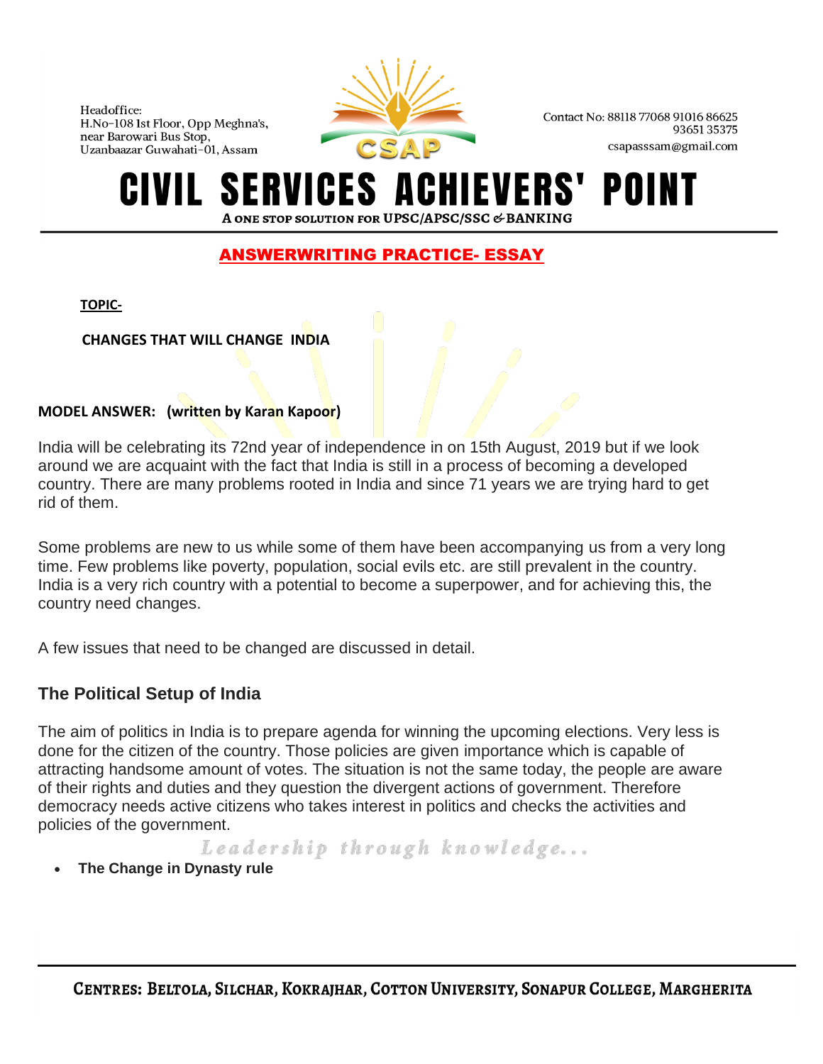## ANSWERWRITING PRACTICE- ESSAY

**TOPIC-**

**CHANGES THAT WILL CHANGE INDIA**

**MODEL ANSWER: (written by Karan Kapoor)**

India will be celebrating its 72nd year of independence in on 15th August, 2019 but if we look around we are acquaint with the fact that India is still in a process of becoming a developed country. There are many problems rooted in India and since 71 years we are trying hard to get rid of them.

Some problems are new to us while some of them have been accompanying us from a very long time. Few problems like poverty, population, social evils etc. are still prevalent in the country. India is a very rich country with a potential to become a superpower, and for achieving this, the country need changes.

A few issues that need to be changed are discussed in detail.

### The Political Setup of India

The aim of politics in India is to prepare agenda for winning the upcoming elections. Very less is done for the citizen of the country. Those policies are given importance which is capable of attracting handsome amount of votes. The situation is not the same today, the people are aware of their rights and duties and they question the divergent actions of government. Therefore democracy needs active citizens who takes interest in politics and checks the activities and policies of the government.

- **The Change in Dynasty rule**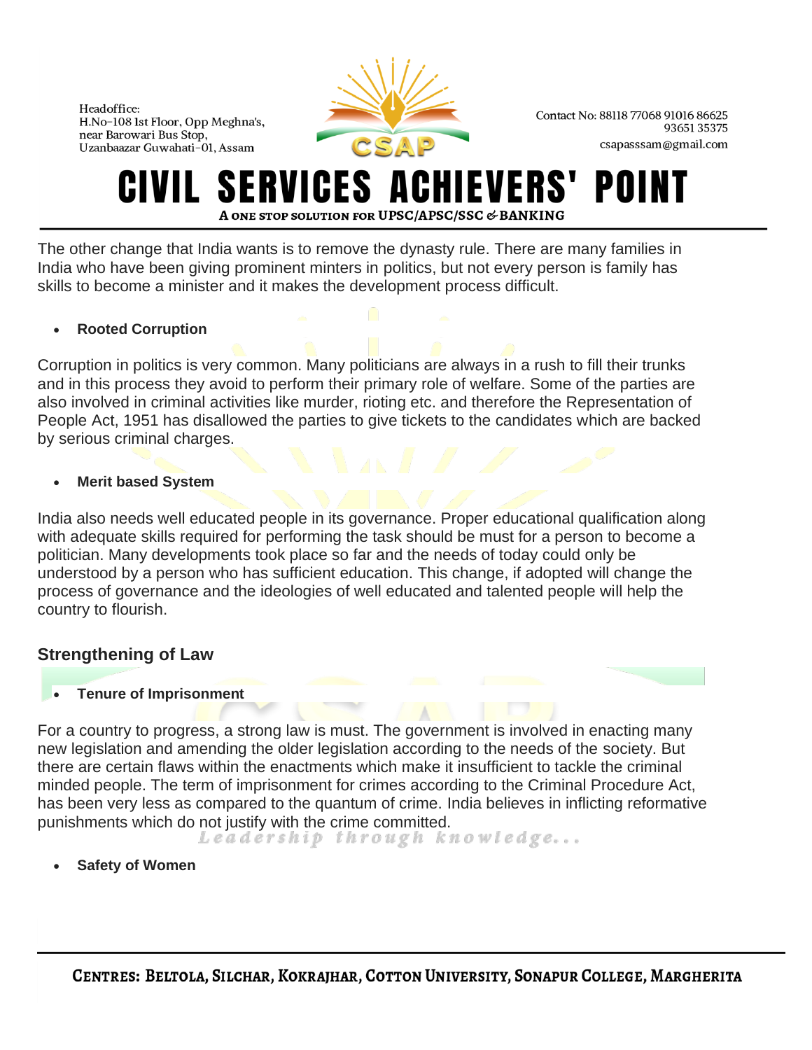The other change that India wants is to remove the dynasty rule. There are many families in India who have been giving prominent minters in politics, but not every person is family has skills to become a minister and it makes the development process difficult.

- **Rooted Corruption**

Corruption in politics is very common. Many politicians are always in a rush to fill their trunks and in this process they avoid to perform their primary role of welfare. Some of the parties are also involved in criminal activities like murder, rioting etc. and therefore the Representation of People Act, 1951 has disallowed the parties to give tickets to the candidates which are backed by serious criminal charges.

- **Merit based System**

India also needs well educated people in its governance. Proper educational qualification along with adequate skills required for performing the task should be must for a person to become a politician. Many developments took place so far and the needs of today could only be understood by a person who has sufficient education. This change, if adopted will change the process of governance and the ideologies of well educated and talented people will help the country to flourish.

### Strengthening of Law

- **Tenure of Imprisonment**

For a country to progress, a strong law is must. The government is involved in enacting many new legislation and amending the older legislation according to the needs of the society. But there are certain flaws within the enactments which make it insufficient to tackle the criminal minded people. The term of imprisonment for crimes according to the Criminal Procedure Act, has been very less as compared to the quantum of crime. India believes in inflicting reformative punishments which do not justify with the crime committed.

- **Safety of Women**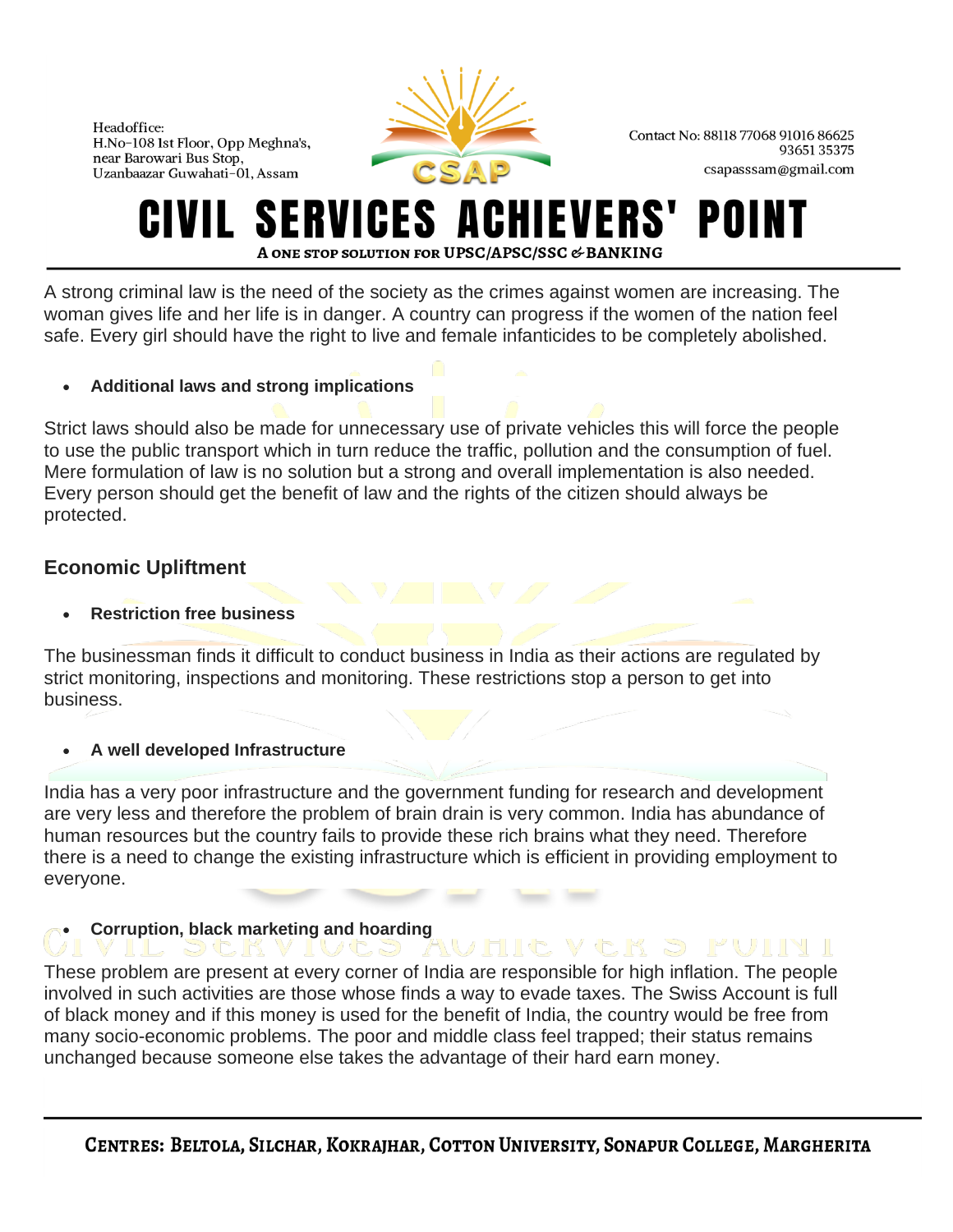A strong criminal law is the need of the society as the crimes against women are increasing. The woman gives life and her life is in danger. A country can progress if the women of the nation feel safe. Every girl should have the right to live and female infanticides to be completely abolished.

- **Additional laws and strong implications**

Strict laws should also be made for unnecessary use of private vehicles this will force the people to use the public transport which in turn reduce the traffic, pollution and the consumption of fuel. Mere formulation of law is no solution but a strong and overall implementation is also needed. Every person should get the benefit of law and the rights of the citizen should always be protected.

## Economic Upliftment

- **Restriction free business**

The businessman finds it difficult to conduct business in India as their actions are regulated by strict monitoring, inspections and monitoring. These restrictions stop a person to get into business.

- **A well developed Infrastructure**

India has a very poor infrastructure and the government funding for research and development are very less and therefore the problem of brain drain is very common. India has abundance of human resources but the country fails to provide these rich brains what they need. Therefore there is a need to change the existing infrastructure which is efficient in providing employment to everyone.

- **Corruption, black marketing and hoarding**

These problem are present at every corner of India are responsible for high inflation. The people involved in such activities are those whose finds a way to evade taxes. The Swiss Account is full of black money and if this money is used for the benefit of India, the country would be free from many socio-economic problems. The poor and middle class feel trapped; their status remains unchanged because someone else takes the advantage of their hard earn money.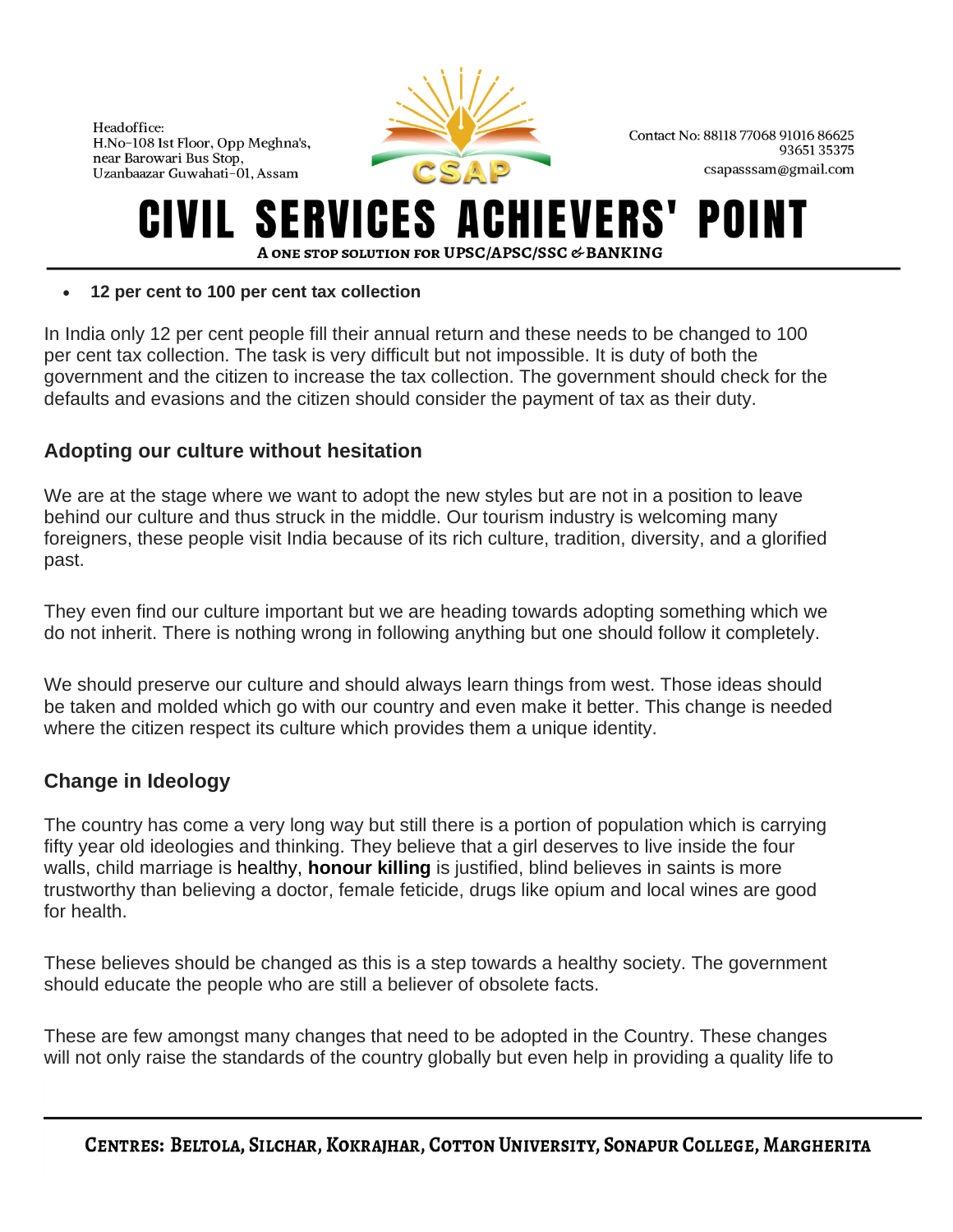- **12 per cent to 100 per cent tax collection**

In India only 12 per cent people fill their annual return and these needs to be changed to 100 per cent tax collection. The task is very difficult but not impossible. It is duty of both the government and the citizen to increase the tax collection. The government should check for the defaults and evasions and the citizen should consider the payment of tax as their duty.

### Adopting our culture without hesitation

We are at the stage where we want to adopt the new styles but are not in a position to leave behind our culture and thus struck in the middle. Our tourism industry is welcoming many foreigners, these people visit India because of its rich culture, tradition, diversity, and a glorified past.

They even find our culture important but we are heading towards adopting something which we do not inherit. There is nothing wrong in following anything but one should follow it completely.

We should preserve our culture and should always learn things from west. Those ideas should be taken and molded which go with our country and even make it better. This change is needed where the citizen respect its culture which provides them a unique identity.

### Change in Ideology

The country has come a very long way but still there is a portion of population which is carrying fifty year old ideologies and thinking. They believe that a girl deserves to live inside the four walls, child marriage is healthy, **honour killing** is justified, blind believes in saints is more trustworthy than believing a doctor, female feticide, drugs like opium and local wines are good for health.

These believes should be changed as this is a step towards a healthy society. The government should educate the people who are still a believer of obsolete facts.

These are few amongst many changes that need to be adopted in the Country. These changes will not only raise the standards of the country globally but even help in providing a quality life to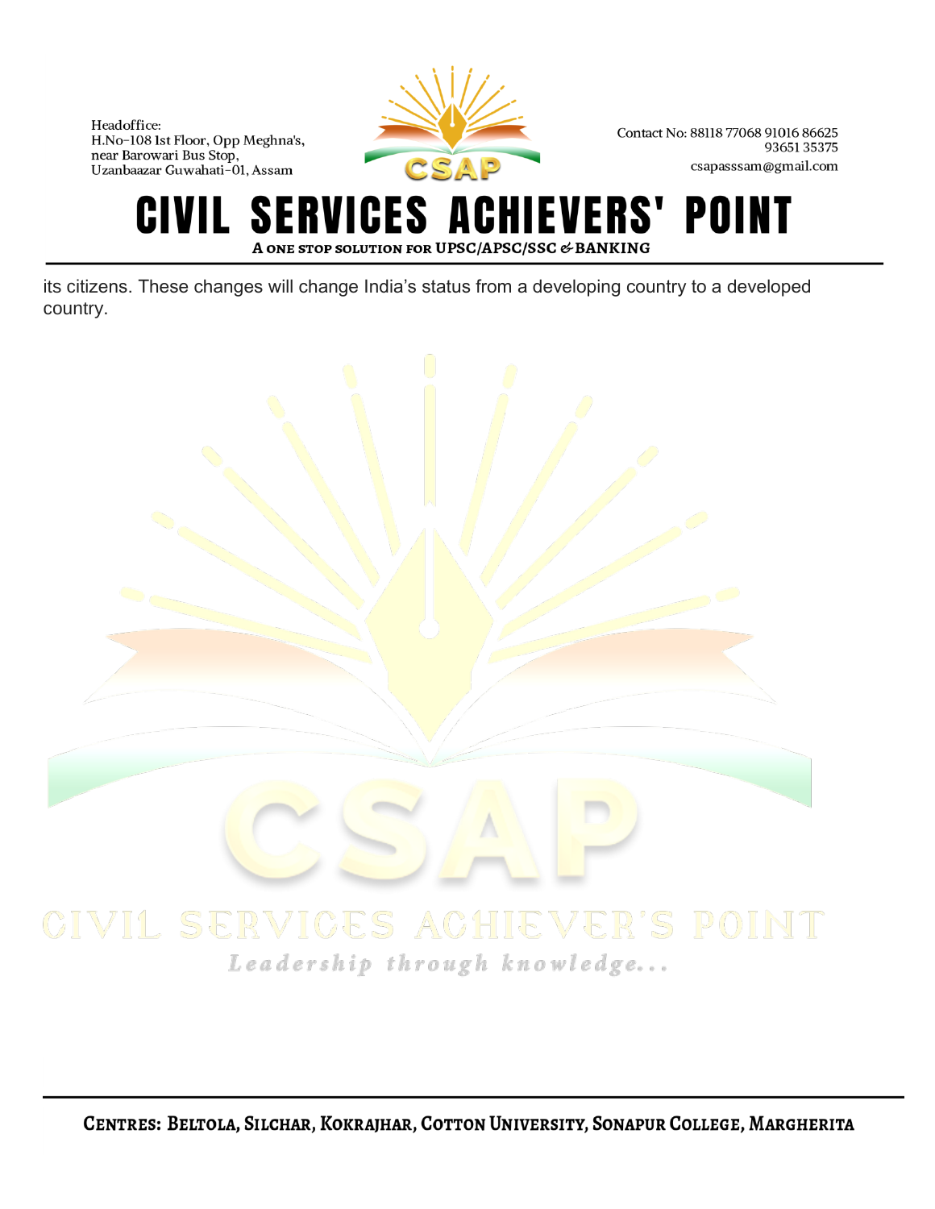its citizens. These changes will change India's status from a developing country to a developed country.